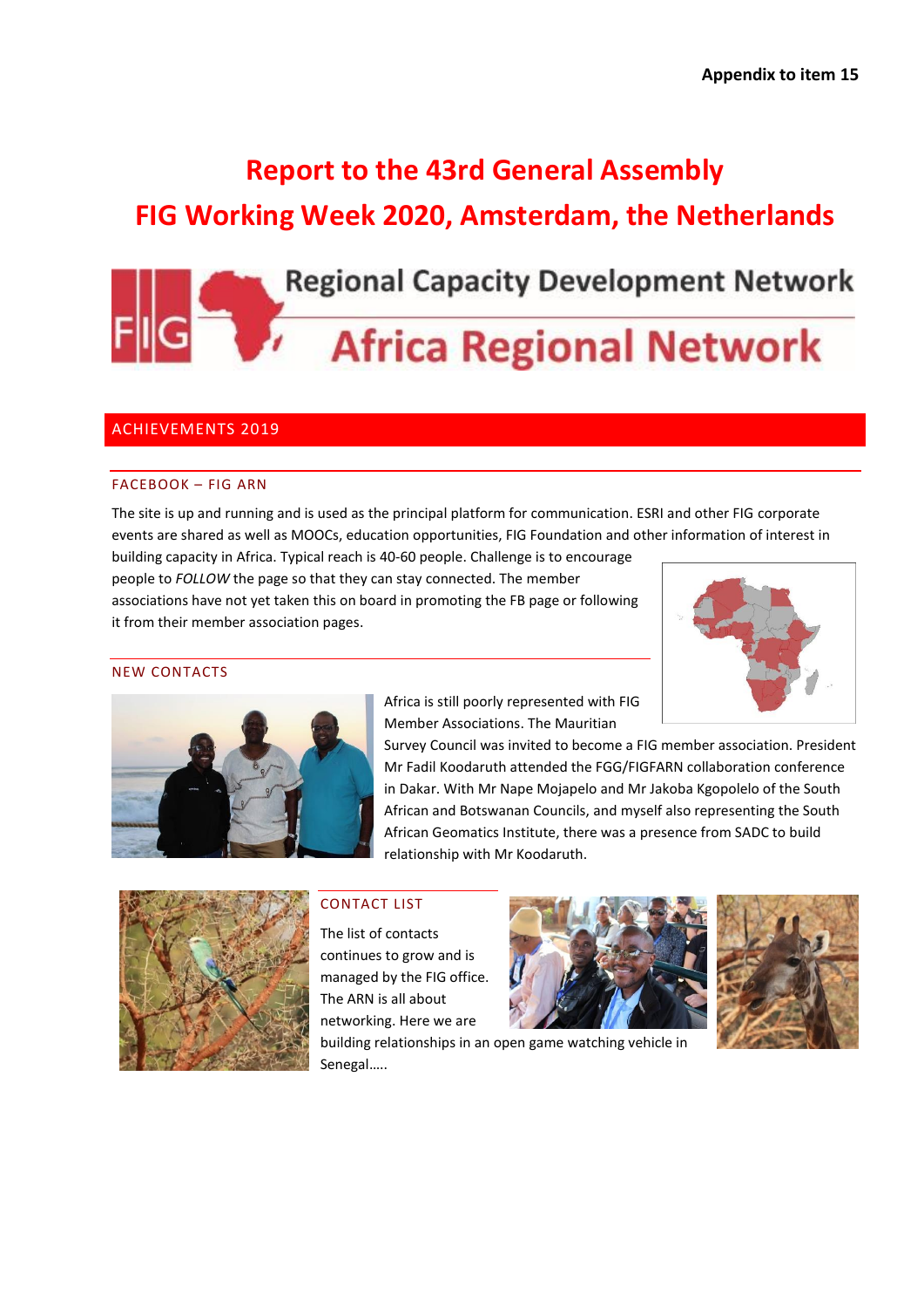Appendix to item 15

# Report to the 43rd General Assembly

# FIG Working Week 2020, Amsterdam, the Netherlands

Regional Capacity Development Network

Africa Regional Network

## ACHIEVEMENTS 2019

### FACEBOOK – FIG ARN

The site is up and running and is used as the principal platform for communication. ESRI and other FIG corporate events are shared as well as MOOCs, education opportunities, FIG Foundation and other information of interest in building capacity in Africa. Typical reach is 40-60 people. Challenge is to encourage people to *FOLLOW* the page so that they can stay connected. The member associations have not yet taken this on board in promoting the FB page or following it from their member association pages.

### NEW CONTACTS

Africa is still poorly represented with FIG Member Associations. The Mauritian Survey Council was invited to become a FIG member association. President Mr Fadil Koodaruth attended the FGG/FIGFARN collaboration conference in Dakar. With Mr Nape Mojapelo and Mr Jakoba Kgopolelo of the South African and Botswanan Councils, and myself also representing the South African Geomatics Institute, there was a presence from SADC to build relationship with Mr Koodaruth.

### CONTACT LIST

The list of contacts continues to grow and is managed by the FIG office. The ARN is all about networking. Here we are building relationships in an open game watching vehicle in Senegal…..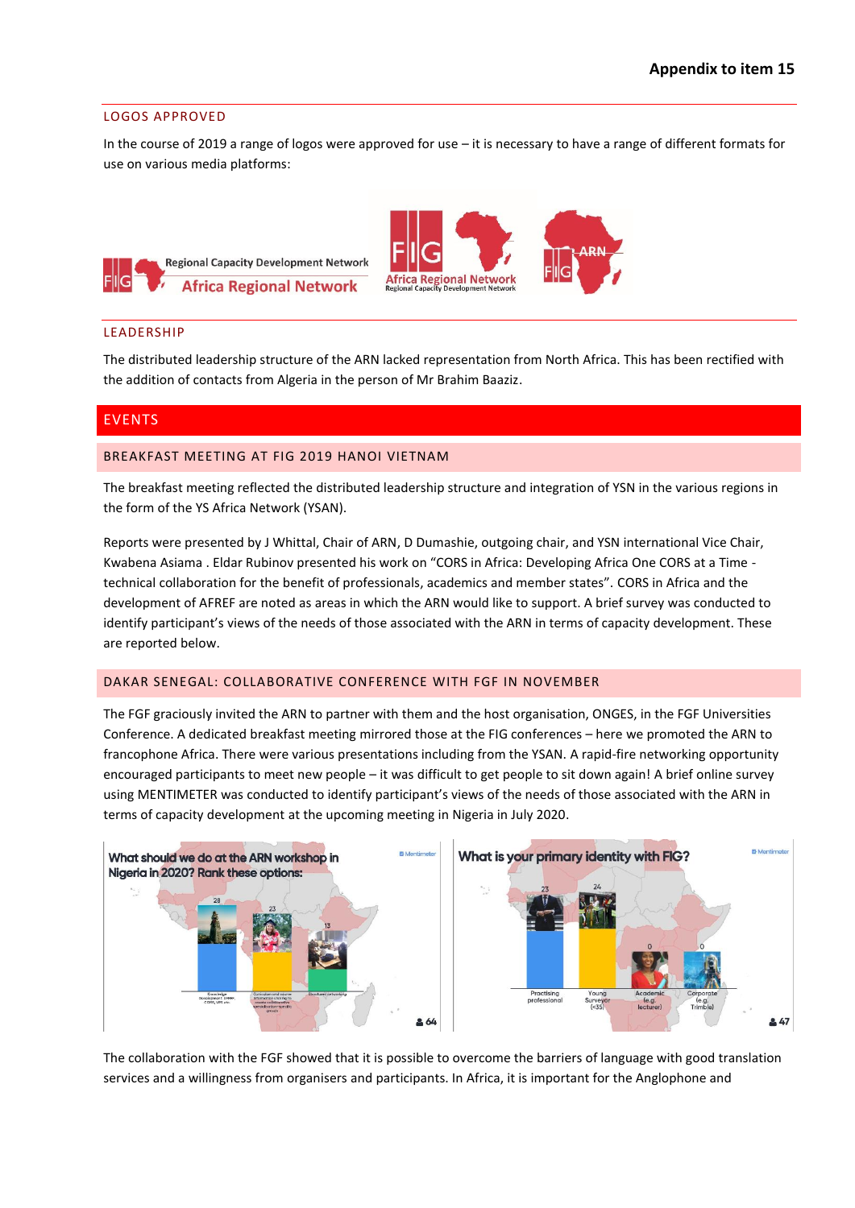**Appendix to item 15**

## LOGOS APPROVED

In the course of 2019 a range of logos were approved for use – it is necessary to have a range of different formats for use on various media platforms:

## LEADERSHIP

The distributed leadership structure of the ARN lacked representation from North Africa. This has been rectified with the addition of contacts from Algeria in the person of Mr Brahim Baaziz.

# EVENTS

### BREAKFAST MEETING AT FIG 2019 HANOI VIETNAM

The breakfast meeting reflected the distributed leadership structure and integration of YSN in the various regions in the form of the YS Africa Network (YSAN).

Reports were presented by J Whittal, Chair of ARN, D Dumashie, outgoing chair, and YSN international Vice Chair, Kwabena Asiama . Eldar Rubinov presented his work on "CORS in Africa: Developing Africa One CORS at a Time - technical collaboration for the benefit of professionals, academics and member states". CORS in Africa and the development of AFREF are noted as areas in which the ARN would like to support. A brief survey was conducted to identify participant's views of the needs of those associated with the ARN in terms of capacity development. These are reported below.

### DAKAR SENEGAL: COLLABORATIVE CONFERENCE WITH FGF IN NOVEMBER

The FGF graciously invited the ARN to partner with them and the host organisation, ONGES, in the FGF Universities Conference. A dedicated breakfast meeting mirrored those at the FIG conferences – here we promoted the ARN to francophone Africa. There were various presentations including from the YSAN. A rapid-fire networking opportunity encouraged participants to meet new people – it was difficult to get people to sit down again! A brief online survey using MENTIMETER was conducted to identify participant's views of the needs of those associated with the ARN in terms of capacity development at the upcoming meeting in Nigeria in July 2020.

The collaboration with the FGF showed that it is possible to overcome the barriers of language with good translation services and a willingness from organisers and participants. In Africa, it is important for the Anglophone and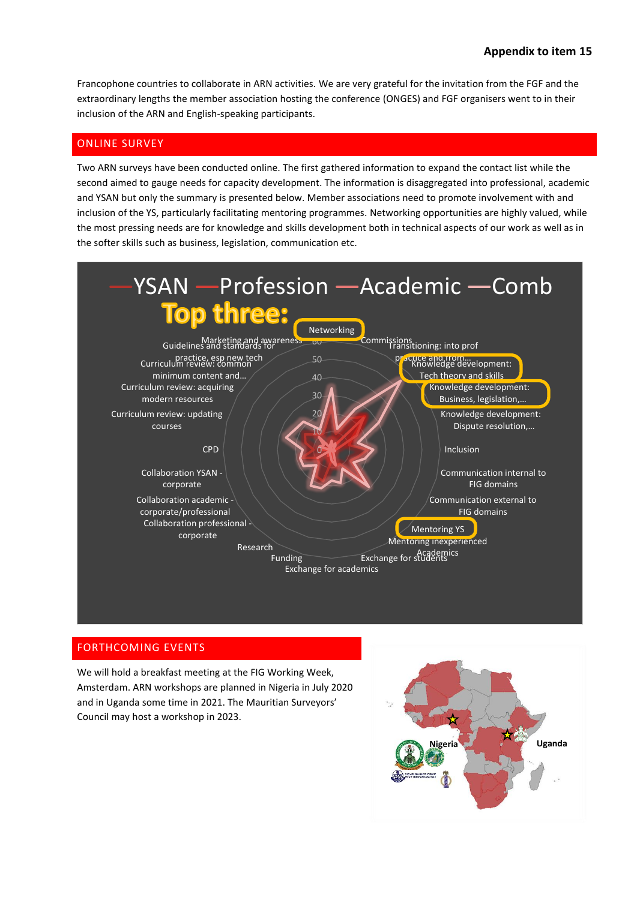Francophone countries to collaborate in ARN activities. We are very grateful for the invitation from the FGF and the extraordinary lengths the member association hosting the conference (ONGES) and FGF organisers went to in their inclusion of the ARN and English-speaking participants.

## ONLINE SURVEY

Two ARN surveys have been conducted online. The first gathered information to expand the contact list while the second aimed to gauge needs for capacity development. The information is disaggregated into professional, academic and YSAN but only the summary is presented below. Member associations need to promote involvement with and inclusion of the YS, particularly facilitating mentoring programmes. Networking opportunities are highly valued, while the most pressing needs are for knowledge and skills development both in technical aspects of our work as well as in the softer skills such as business, legislation, communication etc.

YSAN Profession Academic Comb

Top three:

Networking

Commissions

Transitioning: into prof practice and from...

Knowledge development: Tech theory and skills

Knowledge development: Business, legislation,...

Knowledge development: Dispute resolution,...

Inclusion

Communication internal to FIG domains

Communication external to FIG domains

Mentoring YS

Mentoring inexperienced

Academics

Exchange for students

Exchange for academics

Funding

Research

Collaboration professional - corporate

Collaboration academic - corporate/professional

Collaboration YSAN - corporate

CPD

Curriculum review: updating courses

Curriculum review: acquiring modern resources

Curriculum review: common minimum content and...

Guidelines and standards for practice, esp new tech

Marketing and awareness

0
10
20
30
40
50
60

## FORTHCOMING EVENTS

We will hold a breakfast meeting at the FIG Working Week, Amsterdam. ARN workshops are planned in Nigeria in July 2020 and in Uganda some time in 2021. The Mauritian Surveyors' Council may host a workshop in 2023.

Nigeria

Uganda